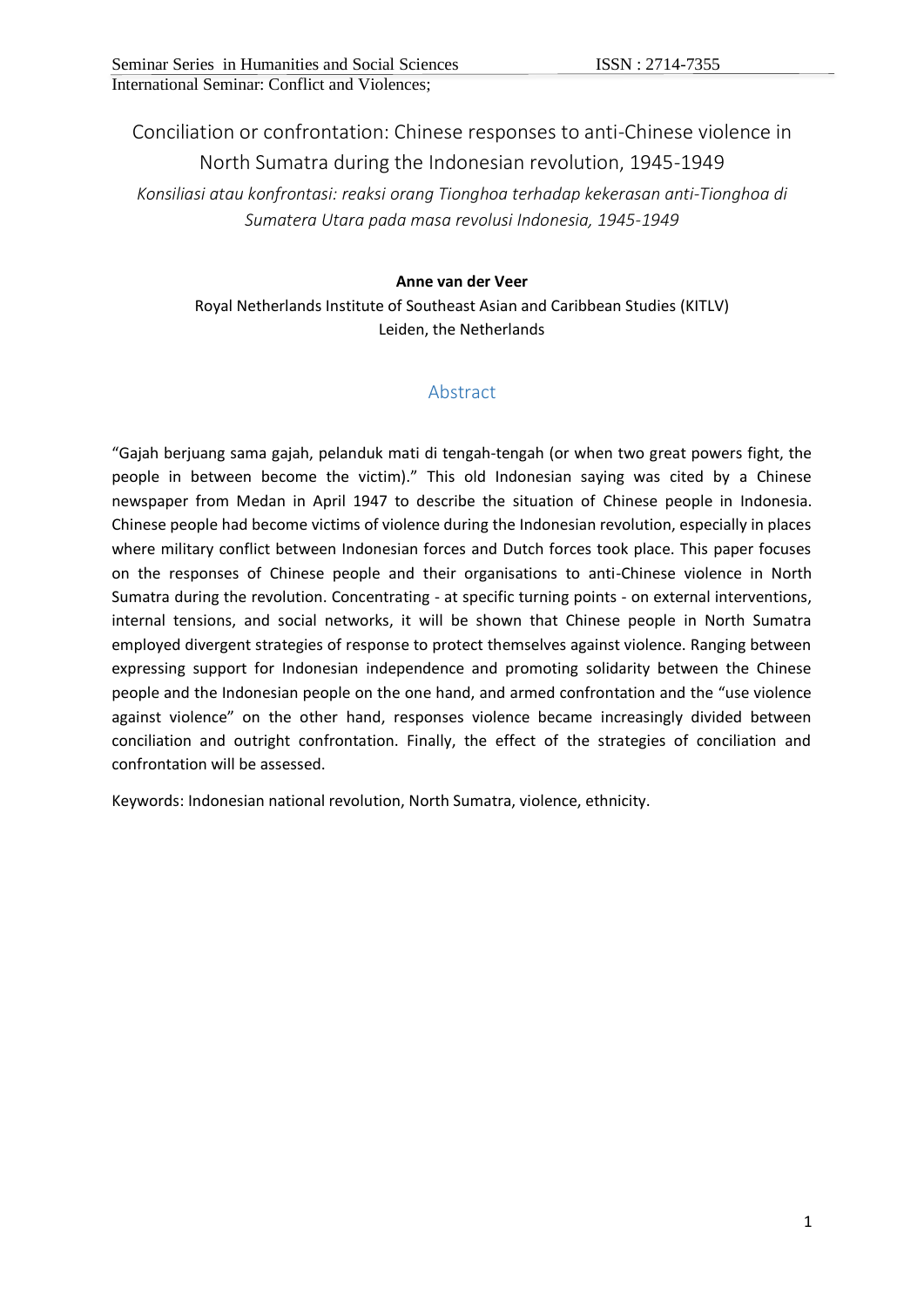# Conciliation or confrontation: Chinese responses to anti-Chinese violence in North Sumatra during the Indonesian revolution, 1945-1949

*Konsiliasi atau konfrontasi: reaksi orang Tionghoa terhadap kekerasan anti-Tionghoa di Sumatera Utara pada masa revolusi Indonesia, 1945-1949*

**Anne van der Veer**

Royal Netherlands Institute of Southeast Asian and Caribbean Studies (KITLV)
Leiden, the Netherlands

## Abstract

"Gajah berjuang sama gajah, pelanduk mati di tengah-tengah (or when two great powers fight, the people in between become the victim)." This old Indonesian saying was cited by a Chinese newspaper from Medan in April 1947 to describe the situation of Chinese people in Indonesia. Chinese people had become victims of violence during the Indonesian revolution, especially in places where military conflict between Indonesian forces and Dutch forces took place. This paper focuses on the responses of Chinese people and their organisations to anti-Chinese violence in North Sumatra during the revolution. Concentrating - at specific turning points - on external interventions, internal tensions, and social networks, it will be shown that Chinese people in North Sumatra employed divergent strategies of response to protect themselves against violence. Ranging between expressing support for Indonesian independence and promoting solidarity between the Chinese people and the Indonesian people on the one hand, and armed confrontation and the "use violence against violence" on the other hand, responses violence became increasingly divided between conciliation and outright confrontation. Finally, the effect of the strategies of conciliation and confrontation will be assessed.

Keywords: Indonesian national revolution, North Sumatra, violence, ethnicity.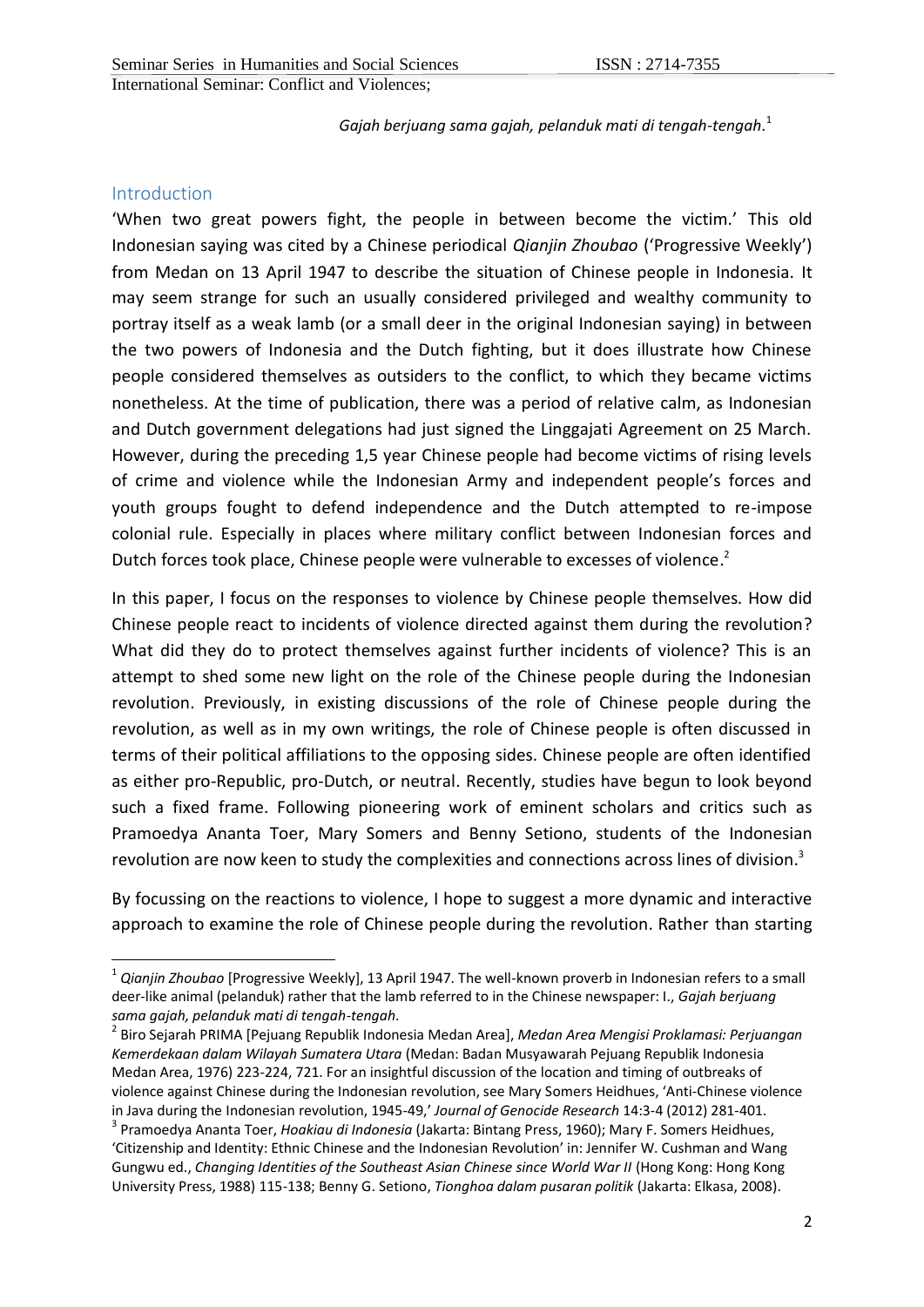*Gajah berjuang sama gajah, pelanduk mati di tengah-tengah*.[1]

## Introduction

'When two great powers fight, the people in between become the victim.' This old Indonesian saying was cited by a Chinese periodical *Qianjin Zhoubao* ('Progressive Weekly') from Medan on 13 April 1947 to describe the situation of Chinese people in Indonesia. It may seem strange for such an usually considered privileged and wealthy community to portray itself as a weak lamb (or a small deer in the original Indonesian saying) in between the two powers of Indonesia and the Dutch fighting, but it does illustrate how Chinese people considered themselves as outsiders to the conflict, to which they became victims nonetheless. At the time of publication, there was a period of relative calm, as Indonesian and Dutch government delegations had just signed the Linggajati Agreement on 25 March. However, during the preceding 1,5 year Chinese people had become victims of rising levels of crime and violence while the Indonesian Army and independent people's forces and youth groups fought to defend independence and the Dutch attempted to re-impose colonial rule. Especially in places where military conflict between Indonesian forces and Dutch forces took place, Chinese people were vulnerable to excesses of violence.[2]

In this paper, I focus on the responses to violence by Chinese people themselves. How did Chinese people react to incidents of violence directed against them during the revolution? What did they do to protect themselves against further incidents of violence? This is an attempt to shed some new light on the role of the Chinese people during the Indonesian revolution. Previously, in existing discussions of the role of Chinese people during the revolution, as well as in my own writings, the role of Chinese people is often discussed in terms of their political affiliations to the opposing sides. Chinese people are often identified as either pro-Republic, pro-Dutch, or neutral. Recently, studies have begun to look beyond such a fixed frame. Following pioneering work of eminent scholars and critics such as Pramoedya Ananta Toer, Mary Somers and Benny Setiono, students of the Indonesian revolution are now keen to study the complexities and connections across lines of division.[3]

By focussing on the reactions to violence, I hope to suggest a more dynamic and interactive approach to examine the role of Chinese people during the revolution. Rather than starting

---

[1] *Qianjin Zhoubao* [Progressive Weekly], 13 April 1947. The well-known proverb in Indonesian refers to a small deer-like animal (pelanduk) rather that the lamb referred to in the Chinese newspaper: I., *Gajah berjuang sama gajah, pelanduk mati di tengah-tengah*.

[2] Biro Sejarah PRIMA [Pejuang Republik Indonesia Medan Area], *Medan Area Mengisi Proklamasi: Perjuangan Kemerdekaan dalam Wilayah Sumatera Utara* (Medan: Badan Musyawarah Pejuang Republik Indonesia Medan Area, 1976) 223-224, 721. For an insightful discussion of the location and timing of outbreaks of violence against Chinese during the Indonesian revolution, see Mary Somers Heidhues, 'Anti-Chinese violence in Java during the Indonesian revolution, 1945-49,' *Journal of Genocide Research* 14:3-4 (2012) 281-401.

[3] Pramoedya Ananta Toer, *Hoakiau di Indonesia* (Jakarta: Bintang Press, 1960); Mary F. Somers Heidhues, 'Citizenship and Identity: Ethnic Chinese and the Indonesian Revolution' in: Jennifer W. Cushman and Wang Gungwu ed., *Changing Identities of the Southeast Asian Chinese since World War II* (Hong Kong: Hong Kong University Press, 1988) 115-138; Benny G. Setiono, *Tionghoa dalam pusaran politik* (Jakarta: Elkasa, 2008).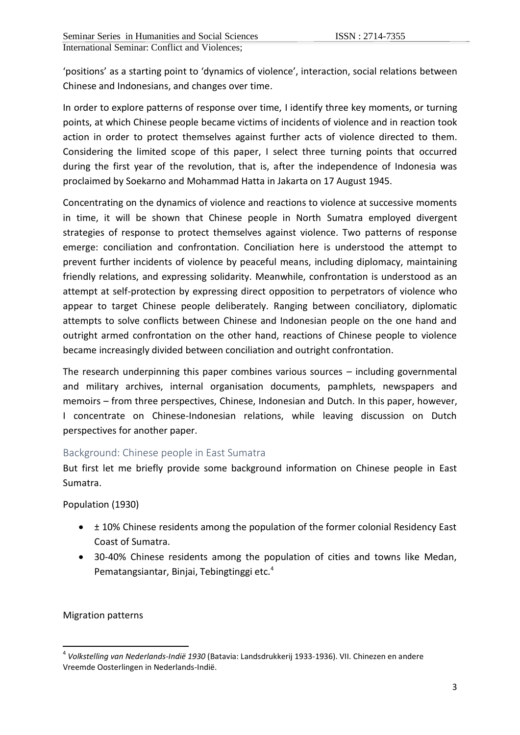'positions' as a starting point to 'dynamics of violence', interaction, social relations between Chinese and Indonesians, and changes over time.

In order to explore patterns of response over time, I identify three key moments, or turning points, at which Chinese people became victims of incidents of violence and in reaction took action in order to protect themselves against further acts of violence directed to them. Considering the limited scope of this paper, I select three turning points that occurred during the first year of the revolution, that is, after the independence of Indonesia was proclaimed by Soekarno and Mohammad Hatta in Jakarta on 17 August 1945.

Concentrating on the dynamics of violence and reactions to violence at successive moments in time, it will be shown that Chinese people in North Sumatra employed divergent strategies of response to protect themselves against violence. Two patterns of response emerge: conciliation and confrontation. Conciliation here is understood the attempt to prevent further incidents of violence by peaceful means, including diplomacy, maintaining friendly relations, and expressing solidarity. Meanwhile, confrontation is understood as an attempt at self-protection by expressing direct opposition to perpetrators of violence who appear to target Chinese people deliberately. Ranging between conciliatory, diplomatic attempts to solve conflicts between Chinese and Indonesian people on the one hand and outright armed confrontation on the other hand, reactions of Chinese people to violence became increasingly divided between conciliation and outright confrontation.

The research underpinning this paper combines various sources – including governmental and military archives, internal organisation documents, pamphlets, newspapers and memoirs – from three perspectives, Chinese, Indonesian and Dutch. In this paper, however, I concentrate on Chinese-Indonesian relations, while leaving discussion on Dutch perspectives for another paper.

## Background: Chinese people in East Sumatra

But first let me briefly provide some background information on Chinese people in East Sumatra.

Population (1930)

- ± 10% Chinese residents among the population of the former colonial Residency East Coast of Sumatra.
- 30-40% Chinese residents among the population of cities and towns like Medan, Pematangsiantar, Binjai, Tebingtinggi etc.[4]

Migration patterns

[4] *Volkstelling van Nederlands-Indië 1930* (Batavia: Landsdrukkerij 1933-1936). VII. Chinezen en andere Vreemde Oosterlingen in Nederlands-Indië.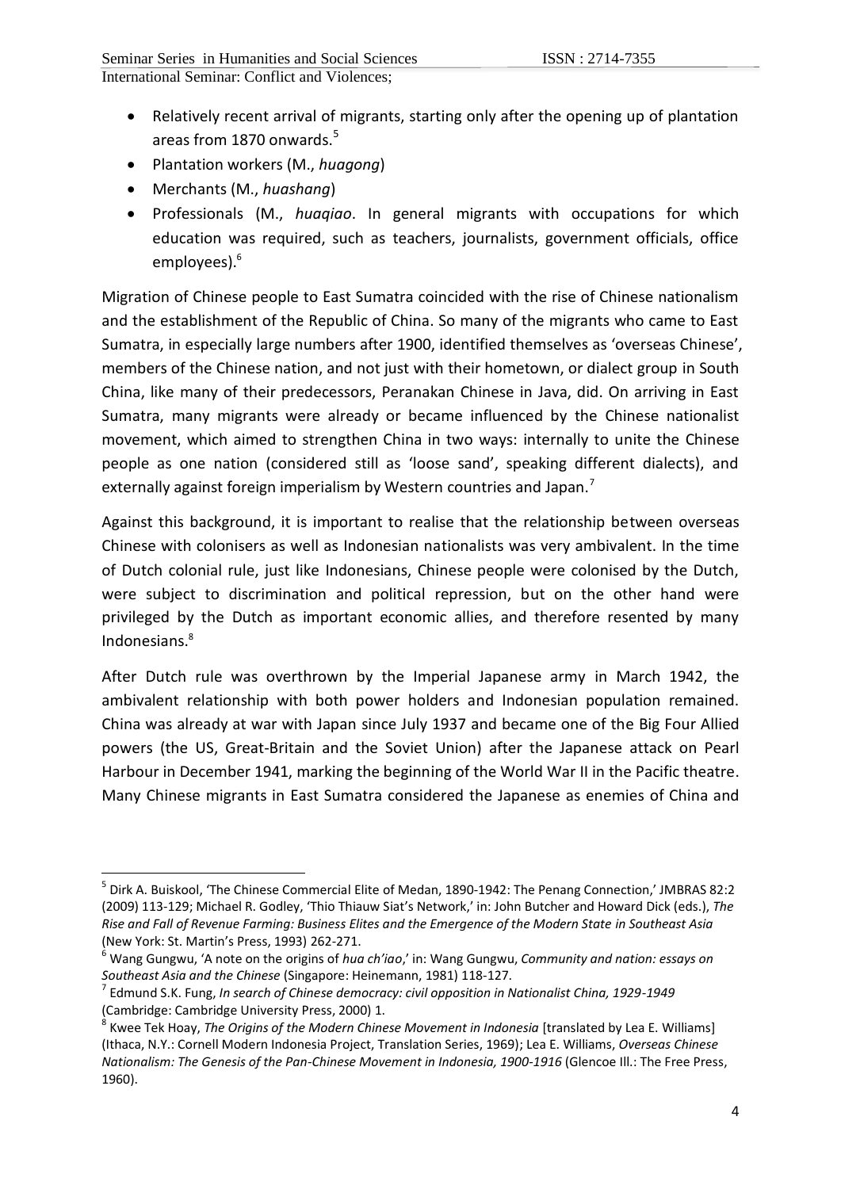- Relatively recent arrival of migrants, starting only after the opening up of plantation areas from 1870 onwards.[5]
- Plantation workers (M., *huagong*)
- Merchants (M., *huashang*)
- Professionals (M., *huaqiao*. In general migrants with occupations for which education was required, such as teachers, journalists, government officials, office employees).[6]

Migration of Chinese people to East Sumatra coincided with the rise of Chinese nationalism and the establishment of the Republic of China. So many of the migrants who came to East Sumatra, in especially large numbers after 1900, identified themselves as 'overseas Chinese', members of the Chinese nation, and not just with their hometown, or dialect group in South China, like many of their predecessors, Peranakan Chinese in Java, did. On arriving in East Sumatra, many migrants were already or became influenced by the Chinese nationalist movement, which aimed to strengthen China in two ways: internally to unite the Chinese people as one nation (considered still as 'loose sand', speaking different dialects), and externally against foreign imperialism by Western countries and Japan.[7]

Against this background, it is important to realise that the relationship between overseas Chinese with colonisers as well as Indonesian nationalists was very ambivalent. In the time of Dutch colonial rule, just like Indonesians, Chinese people were colonised by the Dutch, were subject to discrimination and political repression, but on the other hand were privileged by the Dutch as important economic allies, and therefore resented by many Indonesians.[8]

After Dutch rule was overthrown by the Imperial Japanese army in March 1942, the ambivalent relationship with both power holders and Indonesian population remained. China was already at war with Japan since July 1937 and became one of the Big Four Allied powers (the US, Great-Britain and the Soviet Union) after the Japanese attack on Pearl Harbour in December 1941, marking the beginning of the World War II in the Pacific theatre. Many Chinese migrants in East Sumatra considered the Japanese as enemies of China and

---

[5] Dirk A. Buiskool, 'The Chinese Commercial Elite of Medan, 1890-1942: The Penang Connection,' JMBRAS 82:2 (2009) 113-129; Michael R. Godley, 'Thio Thiauw Siat's Network,' in: John Butcher and Howard Dick (eds.), *The Rise and Fall of Revenue Farming: Business Elites and the Emergence of the Modern State in Southeast Asia* (New York: St. Martin's Press, 1993) 262-271.

[6] Wang Gungwu, 'A note on the origins of *hua ch'iao*,' in: Wang Gungwu, *Community and nation: essays on Southeast Asia and the Chinese* (Singapore: Heinemann, 1981) 118-127.

[7] Edmund S.K. Fung, *In search of Chinese democracy: civil opposition in Nationalist China, 1929-1949* (Cambridge: Cambridge University Press, 2000) 1.

[8] Kwee Tek Hoay, *The Origins of the Modern Chinese Movement in Indonesia* [translated by Lea E. Williams] (Ithaca, N.Y.: Cornell Modern Indonesia Project, Translation Series, 1969); Lea E. Williams, *Overseas Chinese Nationalism: The Genesis of the Pan-Chinese Movement in Indonesia, 1900-1916* (Glencoe Ill.: The Free Press, 1960).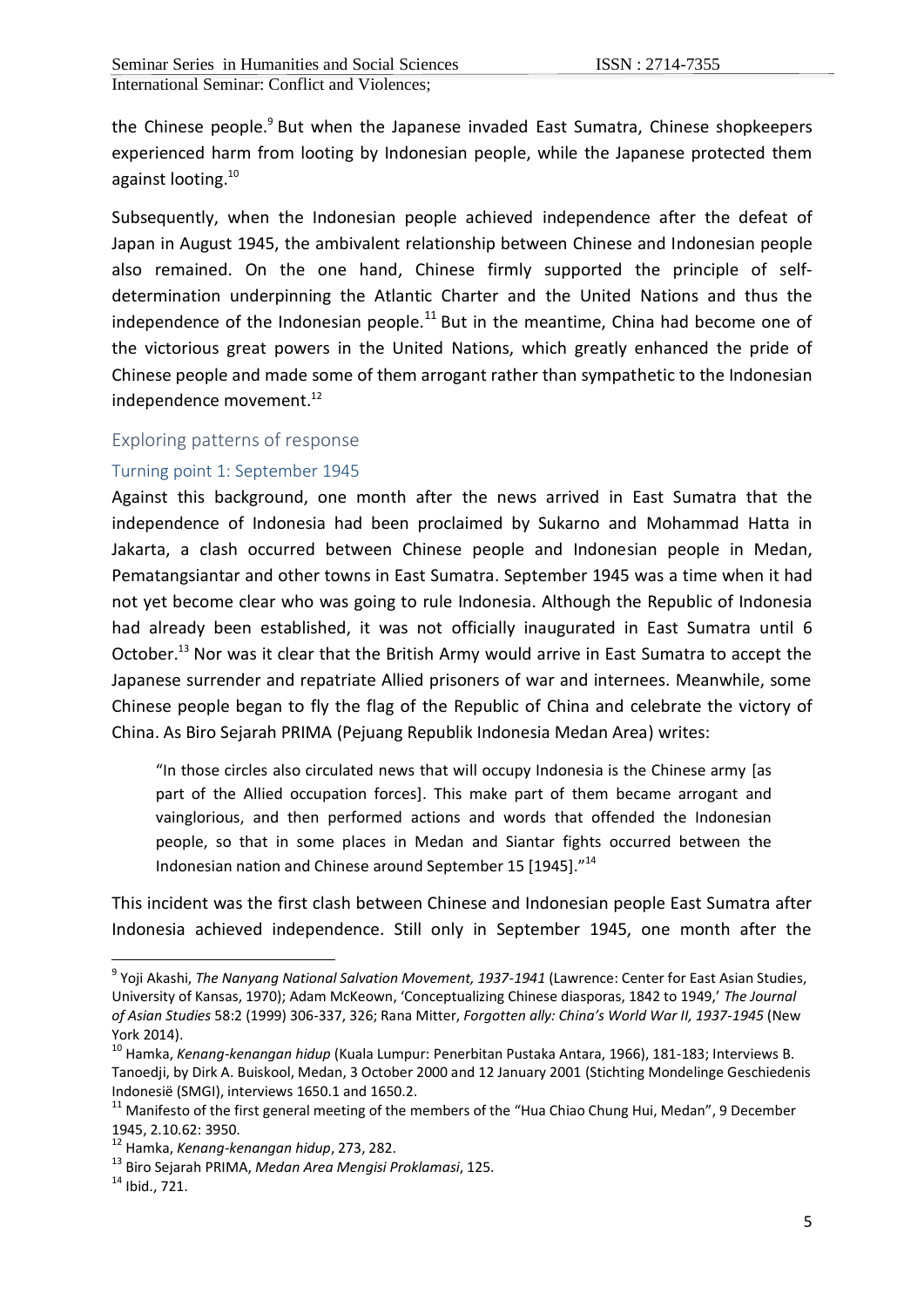the Chinese people.[9] But when the Japanese invaded East Sumatra, Chinese shopkeepers experienced harm from looting by Indonesian people, while the Japanese protected them against looting.[10]

Subsequently, when the Indonesian people achieved independence after the defeat of Japan in August 1945, the ambivalent relationship between Chinese and Indonesian people also remained. On the one hand, Chinese firmly supported the principle of self-determination underpinning the Atlantic Charter and the United Nations and thus the independence of the Indonesian people.[11] But in the meantime, China had become one of the victorious great powers in the United Nations, which greatly enhanced the pride of Chinese people and made some of them arrogant rather than sympathetic to the Indonesian independence movement.[12]

## Exploring patterns of response

### Turning point 1: September 1945

Against this background, one month after the news arrived in East Sumatra that the independence of Indonesia had been proclaimed by Sukarno and Mohammad Hatta in Jakarta, a clash occurred between Chinese people and Indonesian people in Medan, Pematangsiantar and other towns in East Sumatra. September 1945 was a time when it had not yet become clear who was going to rule Indonesia. Although the Republic of Indonesia had already been established, it was not officially inaugurated in East Sumatra until 6 October.[13] Nor was it clear that the British Army would arrive in East Sumatra to accept the Japanese surrender and repatriate Allied prisoners of war and internees. Meanwhile, some Chinese people began to fly the flag of the Republic of China and celebrate the victory of China. As Biro Sejarah PRIMA (Pejuang Republik Indonesia Medan Area) writes:

> "In those circles also circulated news that will occupy Indonesia is the Chinese army [as part of the Allied occupation forces]. This make part of them became arrogant and vainglorious, and then performed actions and words that offended the Indonesian people, so that in some places in Medan and Siantar fights occurred between the Indonesian nation and Chinese around September 15 [1945]."[14]

This incident was the first clash between Chinese and Indonesian people East Sumatra after Indonesia achieved independence. Still only in September 1945, one month after the

---

[9] Yoji Akashi, *The Nanyang National Salvation Movement, 1937-1941* (Lawrence: Center for East Asian Studies, University of Kansas, 1970); Adam McKeown, 'Conceptualizing Chinese diasporas, 1842 to 1949,' *The Journal of Asian Studies* 58:2 (1999) 306-337, 326; Rana Mitter, *Forgotten ally: China's World War II, 1937-1945* (New York 2014).

[10] Hamka, *Kenang-kenangan hidup* (Kuala Lumpur: Penerbitan Pustaka Antara, 1966), 181-183; Interviews B. Tanoedji, by Dirk A. Buiskool, Medan, 3 October 2000 and 12 January 2001 (Stichting Mondelinge Geschiedenis Indonesië (SMGI), interviews 1650.1 and 1650.2.

[11] Manifesto of the first general meeting of the members of the "Hua Chiao Chung Hui, Medan", 9 December 1945, 2.10.62: 3950.

[12] Hamka, *Kenang-kenangan hidup*, 273, 282.

[13] Biro Sejarah PRIMA, *Medan Area Mengisi Proklamasi*, 125.

[14] Ibid., 721.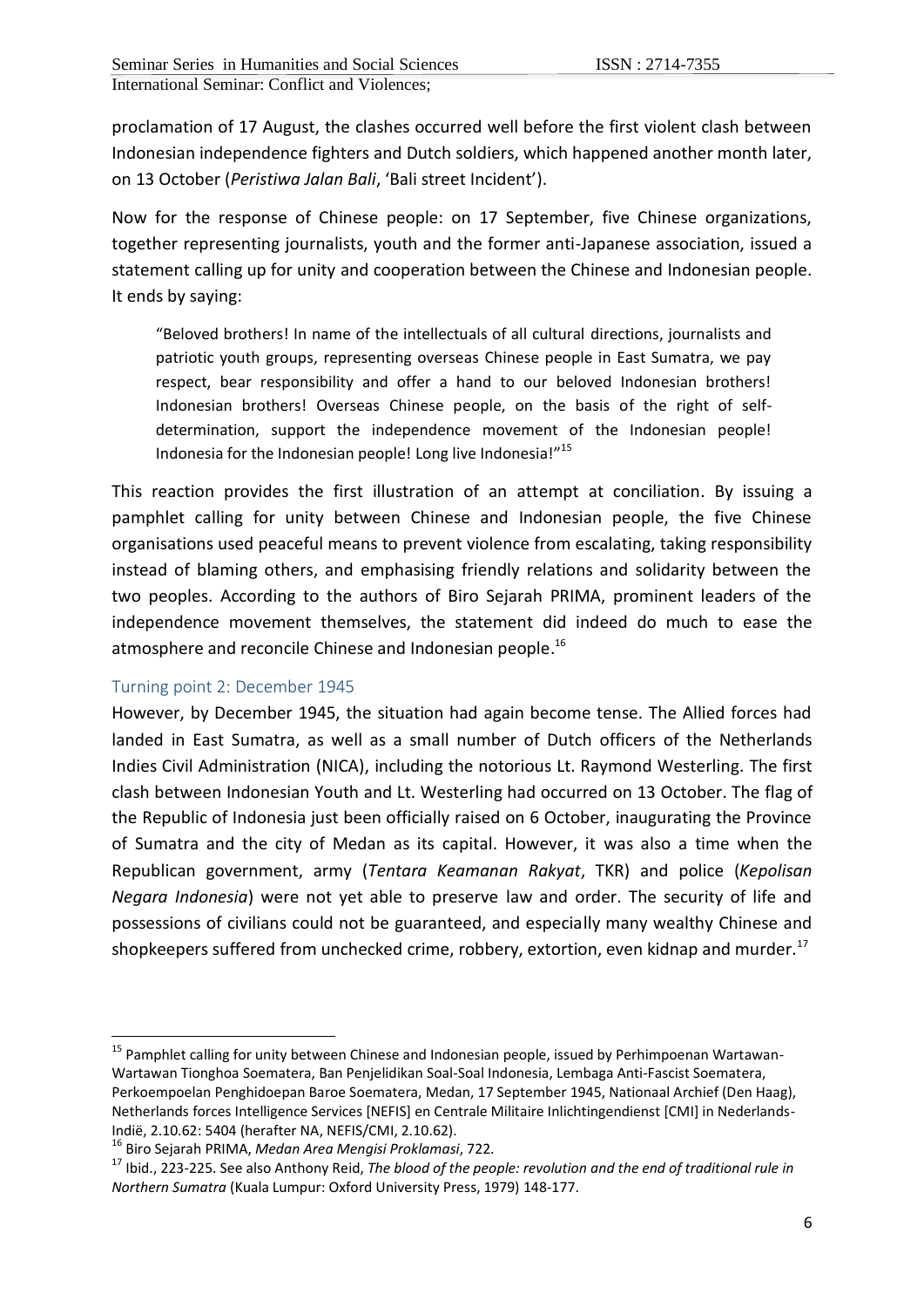proclamation of 17 August, the clashes occurred well before the first violent clash between Indonesian independence fighters and Dutch soldiers, which happened another month later, on 13 October (*Peristiwa Jalan Bali*, 'Bali street Incident').

Now for the response of Chinese people: on 17 September, five Chinese organizations, together representing journalists, youth and the former anti-Japanese association, issued a statement calling up for unity and cooperation between the Chinese and Indonesian people. It ends by saying:

> "Beloved brothers! In name of the intellectuals of all cultural directions, journalists and patriotic youth groups, representing overseas Chinese people in East Sumatra, we pay respect, bear responsibility and offer a hand to our beloved Indonesian brothers! Indonesian brothers! Overseas Chinese people, on the basis of the right of self-determination, support the independence movement of the Indonesian people! Indonesia for the Indonesian people! Long live Indonesia!"[15]

This reaction provides the first illustration of an attempt at conciliation. By issuing a pamphlet calling for unity between Chinese and Indonesian people, the five Chinese organisations used peaceful means to prevent violence from escalating, taking responsibility instead of blaming others, and emphasising friendly relations and solidarity between the two peoples. According to the authors of Biro Sejarah PRIMA, prominent leaders of the independence movement themselves, the statement did indeed do much to ease the atmosphere and reconcile Chinese and Indonesian people.[16]

### Turning point 2: December 1945

However, by December 1945, the situation had again become tense. The Allied forces had landed in East Sumatra, as well as a small number of Dutch officers of the Netherlands Indies Civil Administration (NICA), including the notorious Lt. Raymond Westerling. The first clash between Indonesian Youth and Lt. Westerling had occurred on 13 October. The flag of the Republic of Indonesia just been officially raised on 6 October, inaugurating the Province of Sumatra and the city of Medan as its capital. However, it was also a time when the Republican government, army (*Tentara Keamanan Rakyat*, TKR) and police (*Kepolisan Negara Indonesia*) were not yet able to preserve law and order. The security of life and possessions of civilians could not be guaranteed, and especially many wealthy Chinese and shopkeepers suffered from unchecked crime, robbery, extortion, even kidnap and murder.[17]

---

[15] Pamphlet calling for unity between Chinese and Indonesian people, issued by Perhimpoenan Wartawan-Wartawan Tionghoa Soematera, Ban Penjelidikan Soal-Soal Indonesia, Lembaga Anti-Fascist Soematera, Perkoempoelan Penghidoepan Baroe Soematera, Medan, 17 September 1945, Nationaal Archief (Den Haag), Netherlands forces Intelligence Services [NEFIS] en Centrale Militaire Inlichtingendienst [CMI] in Nederlands-Indië, 2.10.62: 5404 (herafter NA, NEFIS/CMI, 2.10.62).

[16] Biro Sejarah PRIMA, *Medan Area Mengisi Proklamasi*, 722.

[17] Ibid., 223-225. See also Anthony Reid, *The blood of the people: revolution and the end of traditional rule in Northern Sumatra* (Kuala Lumpur: Oxford University Press, 1979) 148-177.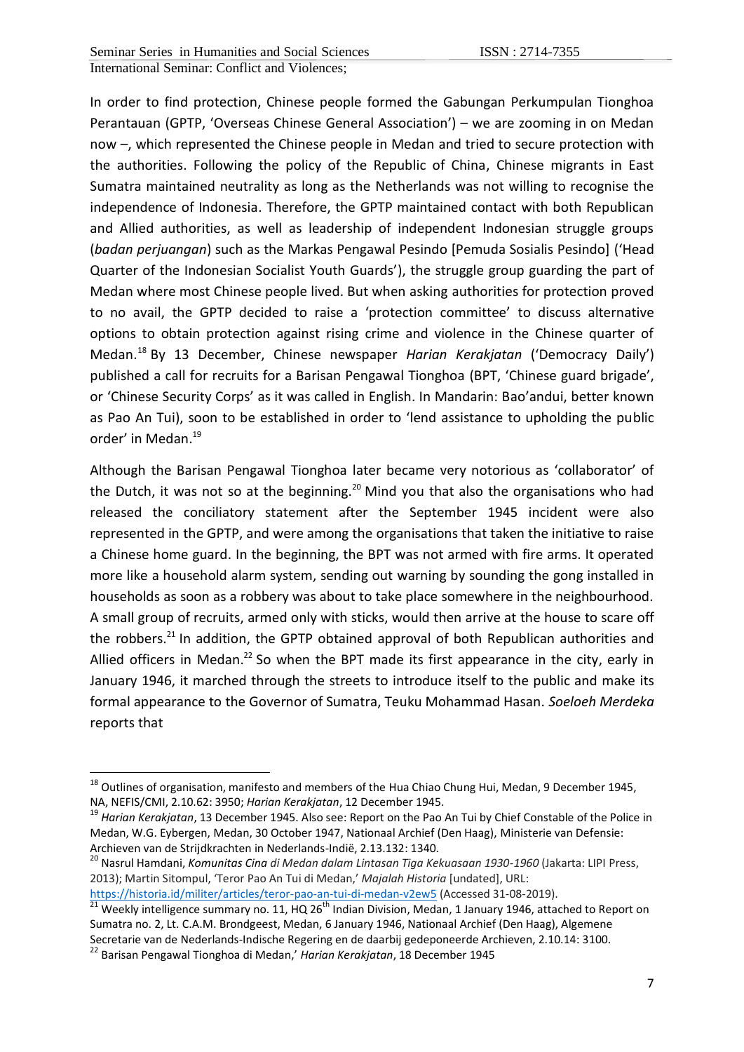In order to find protection, Chinese people formed the Gabungan Perkumpulan Tionghoa Perantauan (GPTP, 'Overseas Chinese General Association') – we are zooming in on Medan now –, which represented the Chinese people in Medan and tried to secure protection with the authorities. Following the policy of the Republic of China, Chinese migrants in East Sumatra maintained neutrality as long as the Netherlands was not willing to recognise the independence of Indonesia. Therefore, the GPTP maintained contact with both Republican and Allied authorities, as well as leadership of independent Indonesian struggle groups (*badan perjuangan*) such as the Markas Pengawal Pesindo [Pemuda Sosialis Pesindo] ('Head Quarter of the Indonesian Socialist Youth Guards'), the struggle group guarding the part of Medan where most Chinese people lived. But when asking authorities for protection proved to no avail, the GPTP decided to raise a 'protection committee' to discuss alternative options to obtain protection against rising crime and violence in the Chinese quarter of Medan.[18] By 13 December, Chinese newspaper *Harian Kerakjatan* ('Democracy Daily') published a call for recruits for a Barisan Pengawal Tionghoa (BPT, 'Chinese guard brigade', or 'Chinese Security Corps' as it was called in English. In Mandarin: Bao'andui, better known as Pao An Tui), soon to be established in order to 'lend assistance to upholding the public order' in Medan.[19]

Although the Barisan Pengawal Tionghoa later became very notorious as 'collaborator' of the Dutch, it was not so at the beginning.[20] Mind you that also the organisations who had released the conciliatory statement after the September 1945 incident were also represented in the GPTP, and were among the organisations that taken the initiative to raise a Chinese home guard. In the beginning, the BPT was not armed with fire arms. It operated more like a household alarm system, sending out warning by sounding the gong installed in households as soon as a robbery was about to take place somewhere in the neighbourhood. A small group of recruits, armed only with sticks, would then arrive at the house to scare off the robbers.[21] In addition, the GPTP obtained approval of both Republican authorities and Allied officers in Medan.[22] So when the BPT made its first appearance in the city, early in January 1946, it marched through the streets to introduce itself to the public and make its formal appearance to the Governor of Sumatra, Teuku Mohammad Hasan. *Soeloeh Merdeka* reports that

---

[18] Outlines of organisation, manifesto and members of the Hua Chiao Chung Hui, Medan, 9 December 1945, NA, NEFIS/CMI, 2.10.62: 3950; *Harian Kerakjatan*, 12 December 1945.

[19] *Harian Kerakjatan*, 13 December 1945. Also see: Report on the Pao An Tui by Chief Constable of the Police in Medan, W.G. Eybergen, Medan, 30 October 1947, Nationaal Archief (Den Haag), Ministerie van Defensie: Archieven van de Strijdkrachten in Nederlands-Indië, 2.13.132: 1340.

[20] Nasrul Hamdani, *Komunitas Cina di Medan dalam Lintasan Tiga Kekuasaan 1930-1960* (Jakarta: LIPI Press, 2013); Martin Sitompul, 'Teror Pao An Tui di Medan,' *Majalah Historia* [undated], URL: https://historia.id/militer/articles/teror-pao-an-tui-di-medan-v2ew5 (Accessed 31-08-2019).

[21] Weekly intelligence summary no. 11, HQ 26th Indian Division, Medan, 1 January 1946, attached to Report on Sumatra no. 2, Lt. C.A.M. Brondgeest, Medan, 6 January 1946, Nationaal Archief (Den Haag), Algemene Secretarie van de Nederlands-Indische Regering en de daarbij gedeponeerde Archieven, 2.10.14: 3100.

[22] Barisan Pengawal Tionghoa di Medan,' *Harian Kerakjatan*, 18 December 1945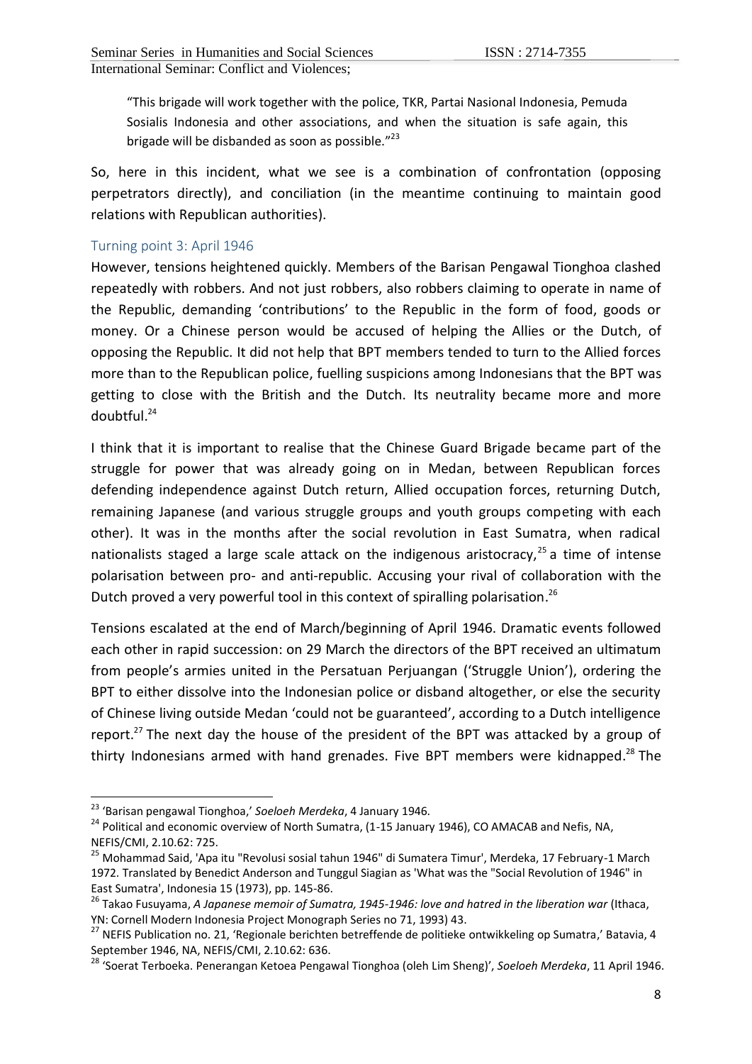> "This brigade will work together with the police, TKR, Partai Nasional Indonesia, Pemuda Sosialis Indonesia and other associations, and when the situation is safe again, this brigade will be disbanded as soon as possible."[23]

So, here in this incident, what we see is a combination of confrontation (opposing perpetrators directly), and conciliation (in the meantime continuing to maintain good relations with Republican authorities).

### Turning point 3: April 1946

However, tensions heightened quickly. Members of the Barisan Pengawal Tionghoa clashed repeatedly with robbers. And not just robbers, also robbers claiming to operate in name of the Republic, demanding 'contributions' to the Republic in the form of food, goods or money. Or a Chinese person would be accused of helping the Allies or the Dutch, of opposing the Republic. It did not help that BPT members tended to turn to the Allied forces more than to the Republican police, fuelling suspicions among Indonesians that the BPT was getting to close with the British and the Dutch. Its neutrality became more and more doubtful.[24]

I think that it is important to realise that the Chinese Guard Brigade became part of the struggle for power that was already going on in Medan, between Republican forces defending independence against Dutch return, Allied occupation forces, returning Dutch, remaining Japanese (and various struggle groups and youth groups competing with each other). It was in the months after the social revolution in East Sumatra, when radical nationalists staged a large scale attack on the indigenous aristocracy,[25] a time of intense polarisation between pro- and anti-republic. Accusing your rival of collaboration with the Dutch proved a very powerful tool in this context of spiralling polarisation.[26]

Tensions escalated at the end of March/beginning of April 1946. Dramatic events followed each other in rapid succession: on 29 March the directors of the BPT received an ultimatum from people's armies united in the Persatuan Perjuangan ('Struggle Union'), ordering the BPT to either dissolve into the Indonesian police or disband altogether, or else the security of Chinese living outside Medan 'could not be guaranteed', according to a Dutch intelligence report.[27] The next day the house of the president of the BPT was attacked by a group of thirty Indonesians armed with hand grenades. Five BPT members were kidnapped.[28] The

---

[23] 'Barisan pengawal Tionghoa,' *Soeloeh Merdeka*, 4 January 1946.

[24] Political and economic overview of North Sumatra, (1-15 January 1946), CO AMACAB and Nefis, NA, NEFIS/CMI, 2.10.62: 725.

[25] Mohammad Said, 'Apa itu "Revolusi sosial tahun 1946" di Sumatera Timur', Merdeka, 17 February-1 March 1972. Translated by Benedict Anderson and Tunggul Siagian as 'What was the "Social Revolution of 1946" in East Sumatra', Indonesia 15 (1973), pp. 145-86.

[26] Takao Fusuyama, *A Japanese memoir of Sumatra, 1945-1946: love and hatred in the liberation war* (Ithaca, YN: Cornell Modern Indonesia Project Monograph Series no 71, 1993) 43.

[27] NEFIS Publication no. 21, 'Regionale berichten betreffende de politieke ontwikkeling op Sumatra,' Batavia, 4 September 1946, NA, NEFIS/CMI, 2.10.62: 636.

[28] 'Soerat Terboeka. Penerangan Ketoea Pengawal Tionghoa (oleh Lim Sheng)', *Soeloeh Merdeka*, 11 April 1946.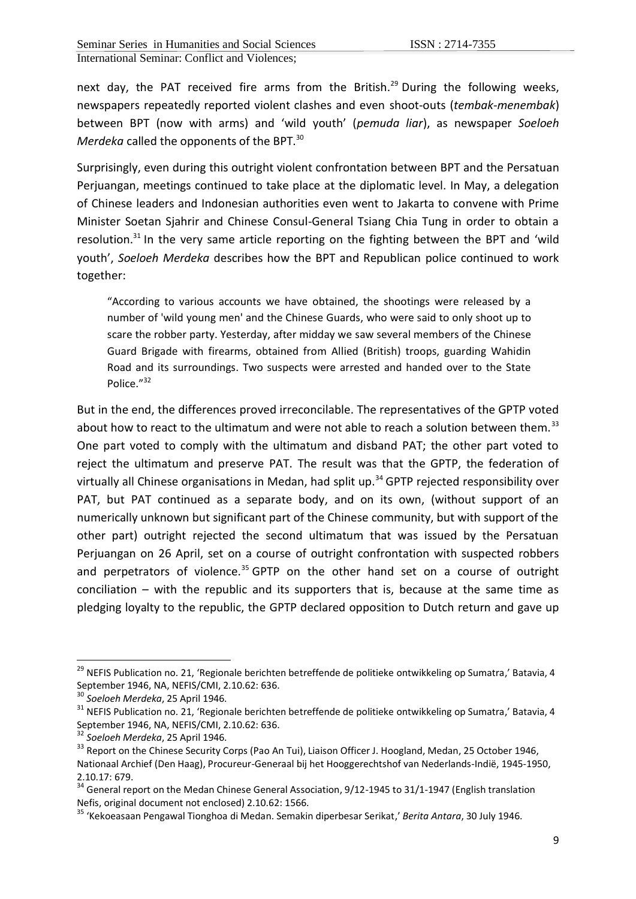next day, the PAT received fire arms from the British.[29] During the following weeks, newspapers repeatedly reported violent clashes and even shoot-outs (*tembak-menembak*) between BPT (now with arms) and 'wild youth' (*pemuda liar*), as newspaper *Soeloeh Merdeka* called the opponents of the BPT.[30]

Surprisingly, even during this outright violent confrontation between BPT and the Persatuan Perjuangan, meetings continued to take place at the diplomatic level. In May, a delegation of Chinese leaders and Indonesian authorities even went to Jakarta to convene with Prime Minister Soetan Sjahrir and Chinese Consul-General Tsiang Chia Tung in order to obtain a resolution.[31] In the very same article reporting on the fighting between the BPT and 'wild youth', *Soeloeh Merdeka* describes how the BPT and Republican police continued to work together:

> "According to various accounts we have obtained, the shootings were released by a number of 'wild young men' and the Chinese Guards, who were said to only shoot up to scare the robber party. Yesterday, after midday we saw several members of the Chinese Guard Brigade with firearms, obtained from Allied (British) troops, guarding Wahidin Road and its surroundings. Two suspects were arrested and handed over to the State Police."[32]

But in the end, the differences proved irreconcilable. The representatives of the GPTP voted about how to react to the ultimatum and were not able to reach a solution between them.[33] One part voted to comply with the ultimatum and disband PAT; the other part voted to reject the ultimatum and preserve PAT. The result was that the GPTP, the federation of virtually all Chinese organisations in Medan, had split up.[34] GPTP rejected responsibility over PAT, but PAT continued as a separate body, and on its own, (without support of an numerically unknown but significant part of the Chinese community, but with support of the other part) outright rejected the second ultimatum that was issued by the Persatuan Perjuangan on 26 April, set on a course of outright confrontation with suspected robbers and perpetrators of violence.[35] GPTP on the other hand set on a course of outright conciliation – with the republic and its supporters that is, because at the same time as pledging loyalty to the republic, the GPTP declared opposition to Dutch return and gave up

---

[29] NEFIS Publication no. 21, 'Regionale berichten betreffende de politieke ontwikkeling op Sumatra,' Batavia, 4 September 1946, NA, NEFIS/CMI, 2.10.62: 636.

[30] *Soeloeh Merdeka*, 25 April 1946.

[31] NEFIS Publication no. 21, 'Regionale berichten betreffende de politieke ontwikkeling op Sumatra,' Batavia, 4 September 1946, NA, NEFIS/CMI, 2.10.62: 636.

[32] *Soeloeh Merdeka*, 25 April 1946.

[33] Report on the Chinese Security Corps (Pao An Tui), Liaison Officer J. Hoogland, Medan, 25 October 1946, Nationaal Archief (Den Haag), Procureur-Generaal bij het Hooggerechtshof van Nederlands-Indië, 1945-1950, 2.10.17: 679.

[34] General report on the Medan Chinese General Association, 9/12-1945 to 31/1-1947 (English translation Nefis, original document not enclosed) 2.10.62: 1566.

[35] 'Kekoeasaan Pengawal Tionghoa di Medan. Semakin diperbesar Serikat,' *Berita Antara*, 30 July 1946.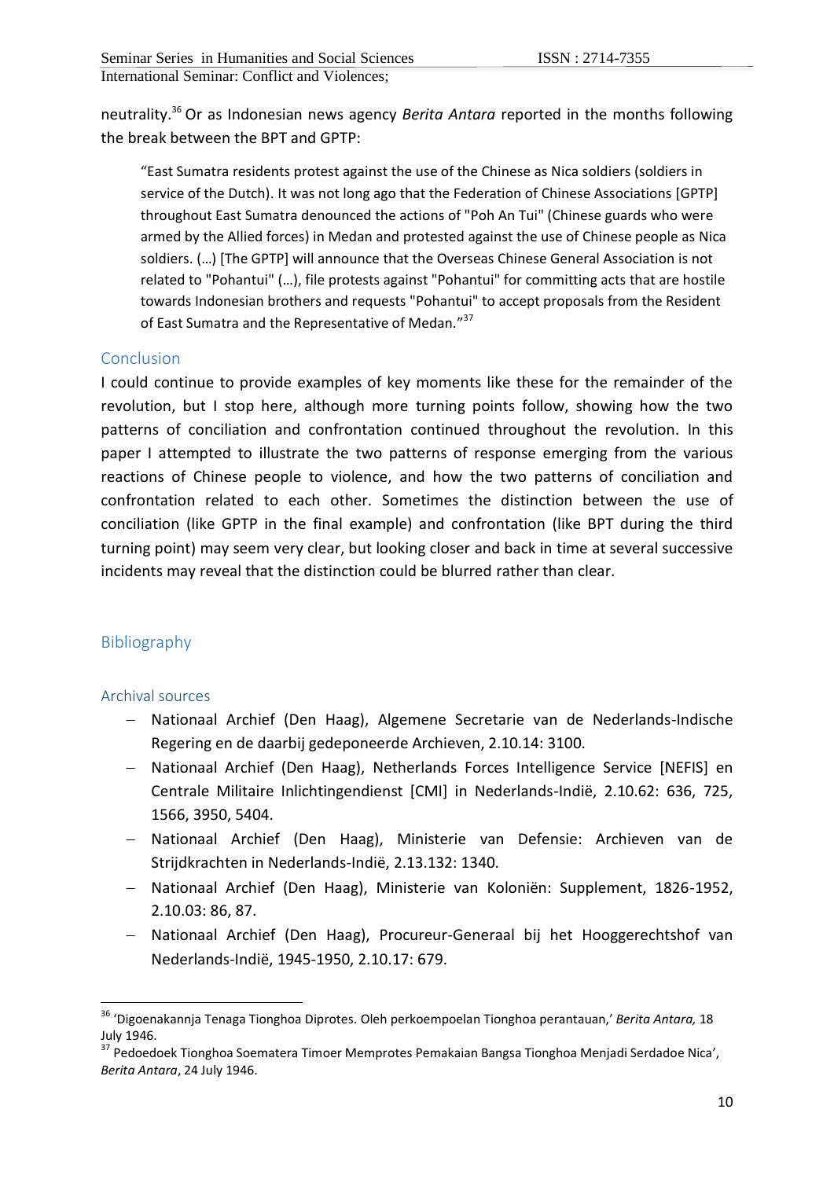neutrality.[36] Or as Indonesian news agency *Berita Antara* reported in the months following the break between the BPT and GPTP:

> "East Sumatra residents protest against the use of the Chinese as Nica soldiers (soldiers in service of the Dutch). It was not long ago that the Federation of Chinese Associations [GPTP] throughout East Sumatra denounced the actions of "Poh An Tui" (Chinese guards who were armed by the Allied forces) in Medan and protested against the use of Chinese people as Nica soldiers. (…) [The GPTP] will announce that the Overseas Chinese General Association is not related to "Pohantui" (…), file protests against "Pohantui" for committing acts that are hostile towards Indonesian brothers and requests "Pohantui" to accept proposals from the Resident of East Sumatra and the Representative of Medan."[37]

## Conclusion

I could continue to provide examples of key moments like these for the remainder of the revolution, but I stop here, although more turning points follow, showing how the two patterns of conciliation and confrontation continued throughout the revolution. In this paper I attempted to illustrate the two patterns of response emerging from the various reactions of Chinese people to violence, and how the two patterns of conciliation and confrontation related to each other. Sometimes the distinction between the use of conciliation (like GPTP in the final example) and confrontation (like BPT during the third turning point) may seem very clear, but looking closer and back in time at several successive incidents may reveal that the distinction could be blurred rather than clear.

## Bibliography

### Archival sources

- Nationaal Archief (Den Haag), Algemene Secretarie van de Nederlands-Indische Regering en de daarbij gedeponeerde Archieven, 2.10.14: 3100.
- Nationaal Archief (Den Haag), Netherlands Forces Intelligence Service [NEFIS] en Centrale Militaire Inlichtingendienst [CMI] in Nederlands-Indië, 2.10.62: 636, 725, 1566, 3950, 5404.
- Nationaal Archief (Den Haag), Ministerie van Defensie: Archieven van de Strijdkrachten in Nederlands-Indië, 2.13.132: 1340.
- Nationaal Archief (Den Haag), Ministerie van Koloniën: Supplement, 1826-1952, 2.10.03: 86, 87.
- Nationaal Archief (Den Haag), Procureur-Generaal bij het Hooggerechtshof van Nederlands-Indië, 1945-1950, 2.10.17: 679.

---

[36] 'Digoenakannja Tenaga Tionghoa Diprotes. Oleh perkoempoelan Tionghoa perantauan,' *Berita Antara,* 18 July 1946.

[37] Pedoedoek Tionghoa Soematera Timoer Memprotes Pemakaian Bangsa Tionghoa Menjadi Serdadoe Nica', *Berita Antara*, 24 July 1946.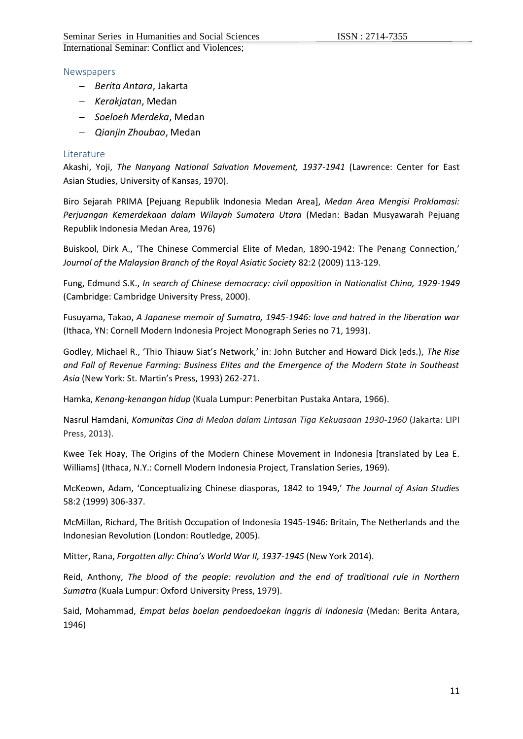## Newspapers

- *Berita Antara*, Jakarta
- *Kerakjatan*, Medan
- *Soeloeh Merdeka*, Medan
- *Qianjin Zhoubao*, Medan

## Literature

Akashi, Yoji, *The Nanyang National Salvation Movement, 1937-1941* (Lawrence: Center for East Asian Studies, University of Kansas, 1970).

Biro Sejarah PRIMA [Pejuang Republik Indonesia Medan Area], *Medan Area Mengisi Proklamasi: Perjuangan Kemerdekaan dalam Wilayah Sumatera Utara* (Medan: Badan Musyawarah Pejuang Republik Indonesia Medan Area, 1976)

Buiskool, Dirk A., 'The Chinese Commercial Elite of Medan, 1890-1942: The Penang Connection,' *Journal of the Malaysian Branch of the Royal Asiatic Society* 82:2 (2009) 113-129.

Fung, Edmund S.K., *In search of Chinese democracy: civil opposition in Nationalist China, 1929-1949* (Cambridge: Cambridge University Press, 2000).

Fusuyama, Takao, *A Japanese memoir of Sumatra, 1945-1946: love and hatred in the liberation war* (Ithaca, YN: Cornell Modern Indonesia Project Monograph Series no 71, 1993).

Godley, Michael R., 'Thio Thiauw Siat's Network,' in: John Butcher and Howard Dick (eds.), *The Rise and Fall of Revenue Farming: Business Elites and the Emergence of the Modern State in Southeast Asia* (New York: St. Martin's Press, 1993) 262-271.

Hamka, *Kenang-kenangan hidup* (Kuala Lumpur: Penerbitan Pustaka Antara, 1966).

Nasrul Hamdani, *Komunitas Cina di Medan dalam Lintasan Tiga Kekuasaan 1930-1960* (Jakarta: LIPI Press, 2013).

Kwee Tek Hoay, The Origins of the Modern Chinese Movement in Indonesia [translated by Lea E. Williams] (Ithaca, N.Y.: Cornell Modern Indonesia Project, Translation Series, 1969).

McKeown, Adam, 'Conceptualizing Chinese diasporas, 1842 to 1949,' *The Journal of Asian Studies* 58:2 (1999) 306-337.

McMillan, Richard, The British Occupation of Indonesia 1945-1946: Britain, The Netherlands and the Indonesian Revolution (London: Routledge, 2005).

Mitter, Rana, *Forgotten ally: China's World War II, 1937-1945* (New York 2014).

Reid, Anthony, *The blood of the people: revolution and the end of traditional rule in Northern Sumatra* (Kuala Lumpur: Oxford University Press, 1979).

Said, Mohammad, *Empat belas boelan pendoedoekan Inggris di Indonesia* (Medan: Berita Antara, 1946)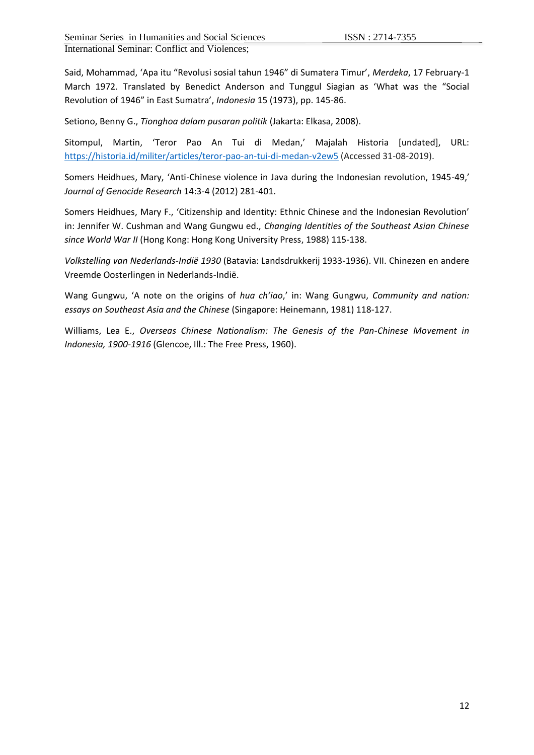Said, Mohammad, 'Apa itu "Revolusi sosial tahun 1946" di Sumatera Timur', *Merdeka*, 17 February-1 March 1972. Translated by Benedict Anderson and Tunggul Siagian as 'What was the "Social Revolution of 1946" in East Sumatra', *Indonesia* 15 (1973), pp. 145-86.

Setiono, Benny G., *Tionghoa dalam pusaran politik* (Jakarta: Elkasa, 2008).

Sitompul, Martin, 'Teror Pao An Tui di Medan,' Majalah Historia [undated], URL: https://historia.id/militer/articles/teror-pao-an-tui-di-medan-v2ew5 (Accessed 31-08-2019).

Somers Heidhues, Mary, 'Anti-Chinese violence in Java during the Indonesian revolution, 1945-49,' *Journal of Genocide Research* 14:3-4 (2012) 281-401.

Somers Heidhues, Mary F., 'Citizenship and Identity: Ethnic Chinese and the Indonesian Revolution' in: Jennifer W. Cushman and Wang Gungwu ed., *Changing Identities of the Southeast Asian Chinese since World War II* (Hong Kong: Hong Kong University Press, 1988) 115-138.

*Volkstelling van Nederlands-Indië 1930* (Batavia: Landsdrukkerij 1933-1936). VII. Chinezen en andere Vreemde Oosterlingen in Nederlands-Indië.

Wang Gungwu, 'A note on the origins of *hua ch'iao*,' in: Wang Gungwu, *Community and nation: essays on Southeast Asia and the Chinese* (Singapore: Heinemann, 1981) 118-127.

Williams, Lea E., *Overseas Chinese Nationalism: The Genesis of the Pan-Chinese Movement in Indonesia, 1900-1916* (Glencoe, Ill.: The Free Press, 1960).